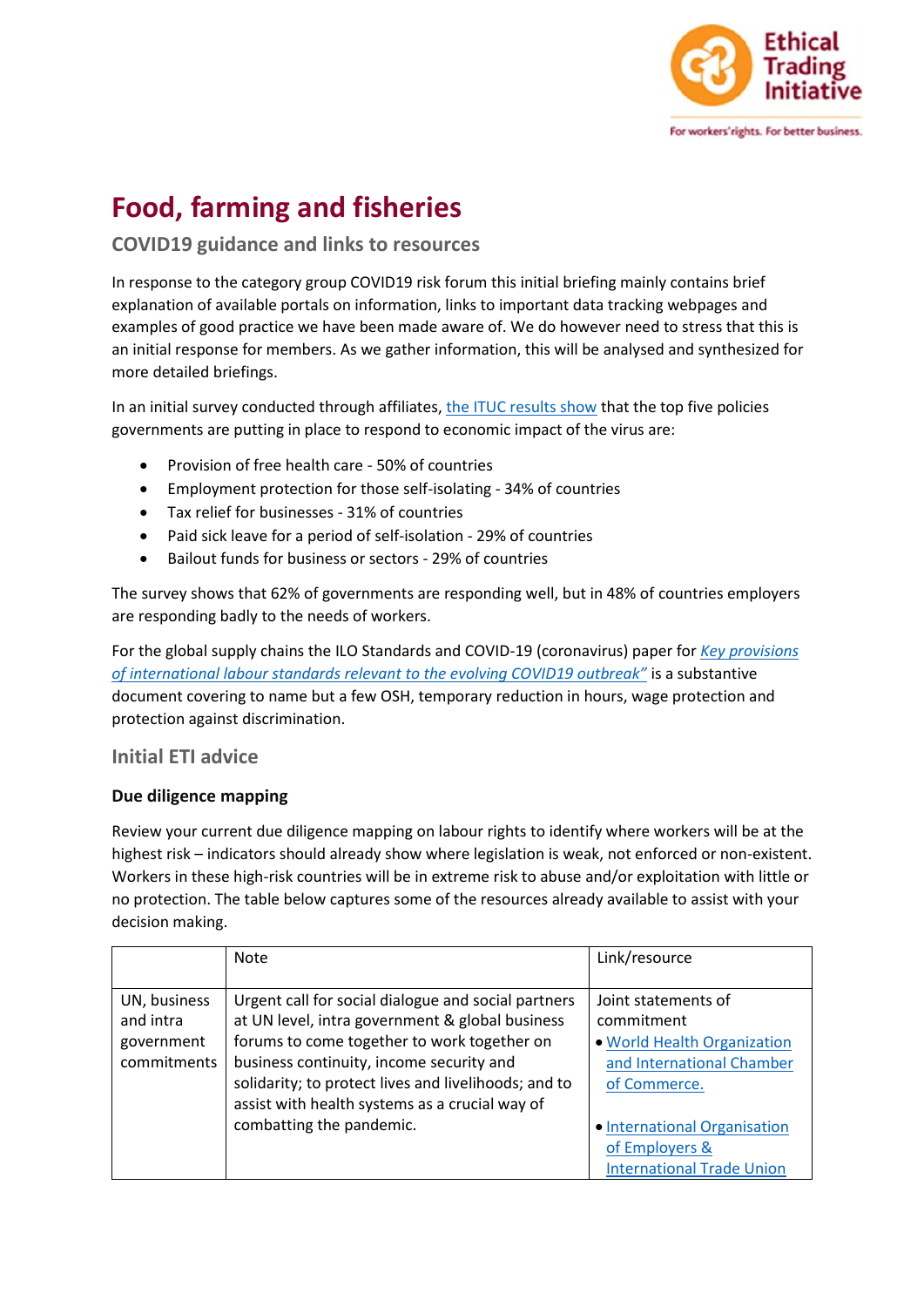# Food, farming and fisheries

## COVID19 guidance and links to resources

In response to the category group COVID19 risk forum this initial briefing mainly contains brief explanation of available portals on information, links to important data tracking webpages and examples of good practice we have been made aware of. We do however need to stress that this is an initial response for members. As we gather information, this will be analysed and synthesized for more detailed briefings.

In an initial survey conducted through affiliates, the ITUC results show that the top five policies governments are putting in place to respond to economic impact of the virus are:

- Provision of free health care - 50% of countries
- Employment protection for those self-isolating - 34% of countries
- Tax relief for businesses - 31% of countries
- Paid sick leave for a period of self-isolation - 29% of countries
- Bailout funds for business or sectors - 29% of countries

The survey shows that 62% of governments are responding well, but in 48% of countries employers are responding badly to the needs of workers.

For the global supply chains the ILO Standards and COVID-19 (coronavirus) paper for *Key provisions of international labour standards relevant to the evolving COVID19 outbreak"* is a substantive document covering to name but a few OSH, temporary reduction in hours, wage protection and protection against discrimination.

### Initial ETI advice

#### Due diligence mapping

Review your current due diligence mapping on labour rights to identify where workers will be at the highest risk – indicators should already show where legislation is weak, not enforced or non-existent. Workers in these high-risk countries will be in extreme risk to abuse and/or exploitation with little or no protection. The table below captures some of the resources already available to assist with your decision making.

| | Note | Link/resource |
|---|---|---|
| UN, business and intra government commitments | Urgent call for social dialogue and social partners at UN level, intra government & global business forums to come together to work together on business continuity, income security and solidarity; to protect lives and livelihoods; and to assist with health systems as a crucial way of combatting the pandemic. | Joint statements of commitment<br>• World Health Organization and International Chamber of Commerce.<br>• International Organisation of Employers & International Trade Union |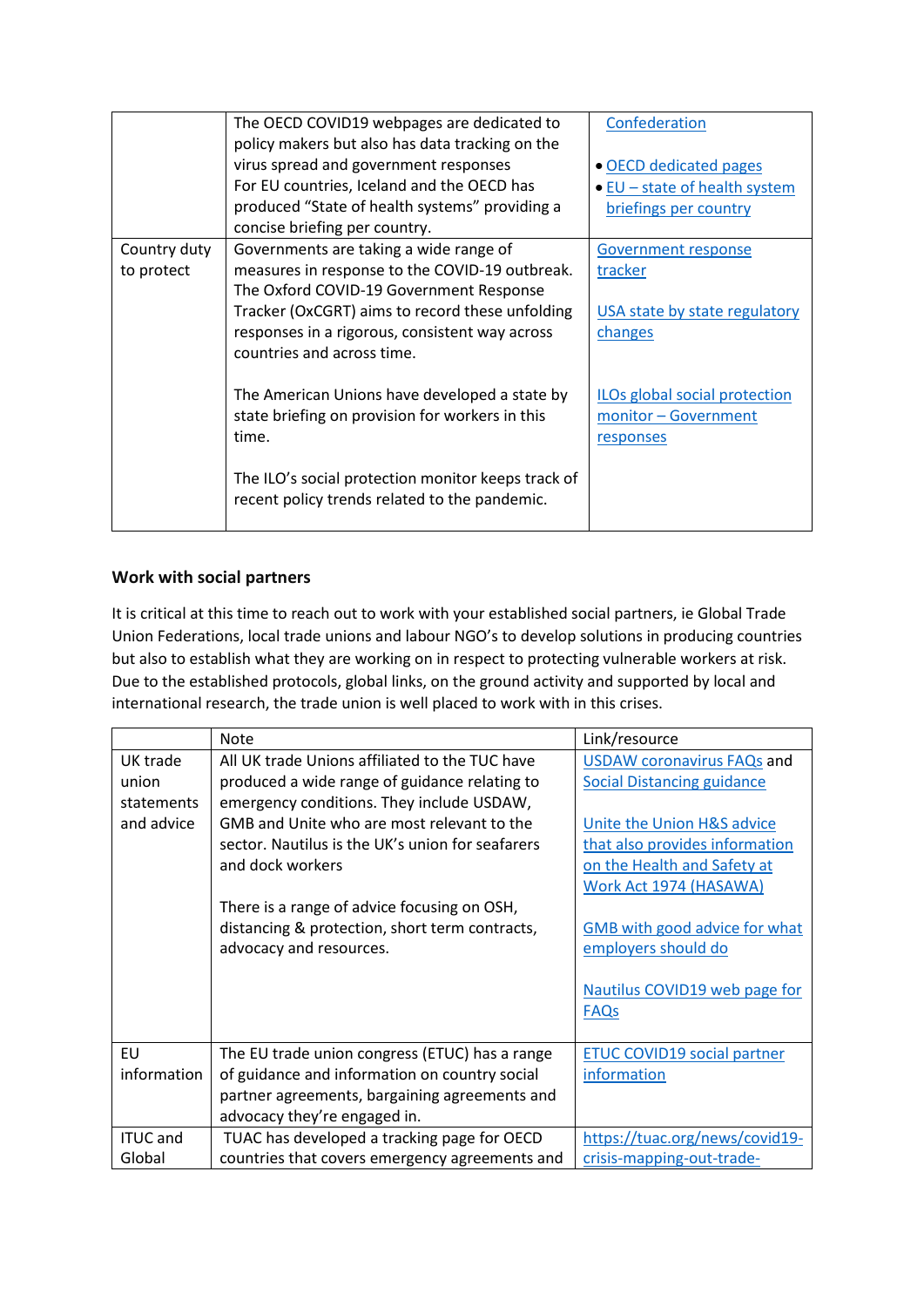|  |  |  |
|---|---|---|
|  | The OECD COVID19 webpages are dedicated to policy makers but also has data tracking on the virus spread and government responses<br>For EU countries, Iceland and the OECD has produced "State of health systems" providing a concise briefing per country. | Confederation<br><br>• OECD dedicated pages<br>• EU – state of health system briefings per country |
| Country duty to protect | Governments are taking a wide range of measures in response to the COVID-19 outbreak. The Oxford COVID-19 Government Response Tracker (OxCGRT) aims to record these unfolding responses in a rigorous, consistent way across countries and across time.<br><br>The American Unions have developed a state by state briefing on provision for workers in this time.<br><br>The ILO's social protection monitor keeps track of recent policy trends related to the pandemic. | Government response tracker<br><br>USA state by state regulatory changes<br><br>ILOs global social protection monitor – Government responses |

### Work with social partners

It is critical at this time to reach out to work with your established social partners, ie Global Trade Union Federations, local trade unions and labour NGO's to develop solutions in producing countries but also to establish what they are working on in respect to protecting vulnerable workers at risk. Due to the established protocols, global links, on the ground activity and supported by local and international research, the trade union is well placed to work with in this crises.

|  | Note | Link/resource |
|---|---|---|
| UK trade union statements and advice | All UK trade Unions affiliated to the TUC have produced a wide range of guidance relating to emergency conditions. They include USDAW, GMB and Unite who are most relevant to the sector. Nautilus is the UK's union for seafarers and dock workers<br><br>There is a range of advice focusing on OSH, distancing & protection, short term contracts, advocacy and resources. | USDAW coronavirus FAQs and Social Distancing guidance<br><br>Unite the Union H&S advice that also provides information on the Health and Safety at Work Act 1974 (HASAWA)<br><br>GMB with good advice for what employers should do<br><br>Nautilus COVID19 web page for FAQs |
| EU information | The EU trade union congress (ETUC) has a range of guidance and information on country social partner agreements, bargaining agreements and advocacy they're engaged in. | ETUC COVID19 social partner information |
| ITUC and Global | TUAC has developed a tracking page for OECD countries that covers emergency agreements and | https://tuac.org/news/covid19-crisis-mapping-out-trade- |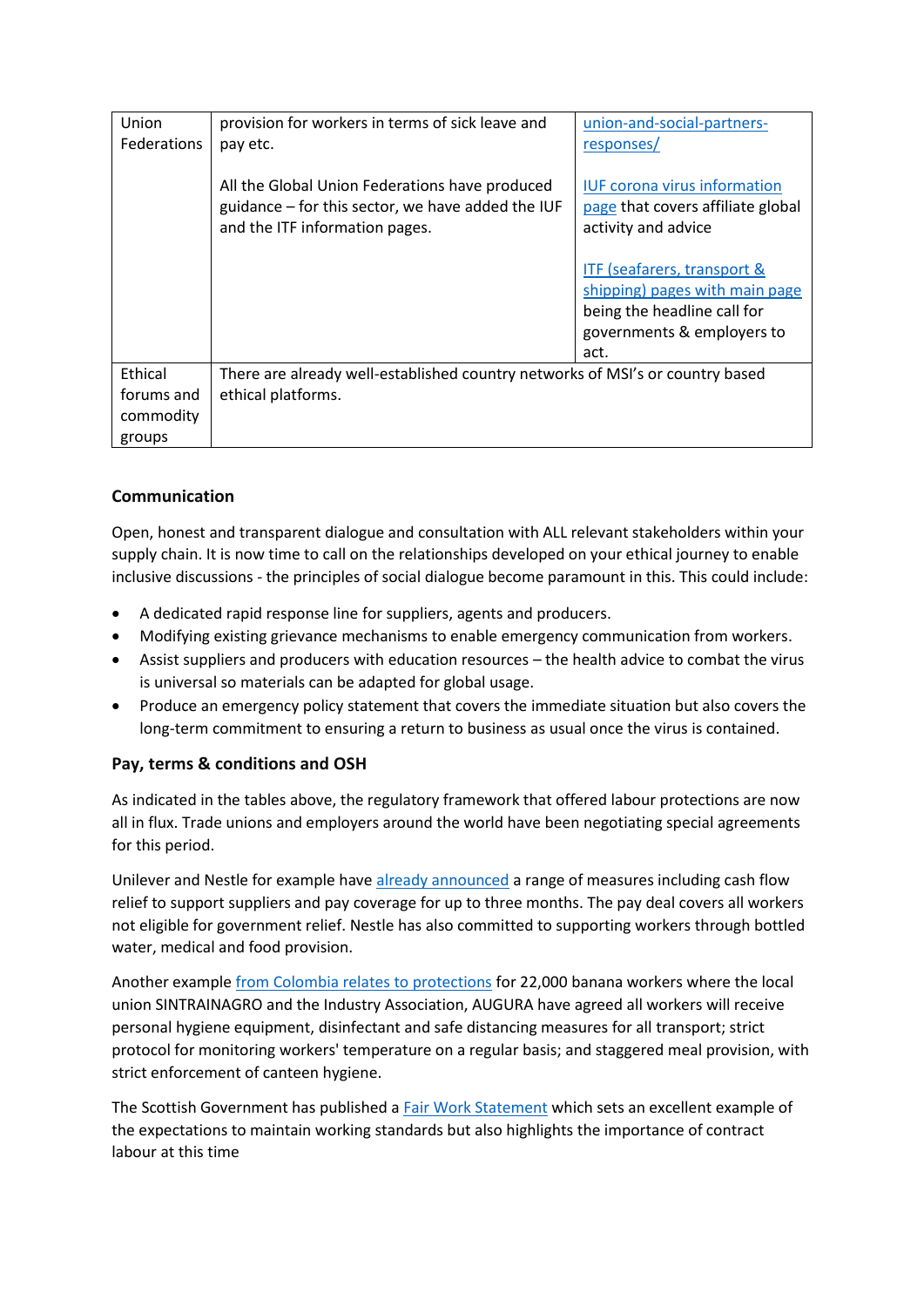| | | |
|---|---|---|
| Union Federations | provision for workers in terms of sick leave and pay etc.<br><br>All the Global Union Federations have produced guidance – for this sector, we have added the IUF and the ITF information pages. | union-and-social-partners-responses/<br><br>IUF corona virus information page that covers affiliate global activity and advice<br><br>ITF (seafarers, transport & shipping) pages with main page being the headline call for governments & employers to act. |
| Ethical forums and commodity groups | There are already well-established country networks of MSI's or country based ethical platforms. | |

### Communication

Open, honest and transparent dialogue and consultation with ALL relevant stakeholders within your supply chain. It is now time to call on the relationships developed on your ethical journey to enable inclusive discussions - the principles of social dialogue become paramount in this. This could include:

- A dedicated rapid response line for suppliers, agents and producers.
- Modifying existing grievance mechanisms to enable emergency communication from workers.
- Assist suppliers and producers with education resources – the health advice to combat the virus is universal so materials can be adapted for global usage.
- Produce an emergency policy statement that covers the immediate situation but also covers the long-term commitment to ensuring a return to business as usual once the virus is contained.

### Pay, terms & conditions and OSH

As indicated in the tables above, the regulatory framework that offered labour protections are now all in flux. Trade unions and employers around the world have been negotiating special agreements for this period.

Unilever and Nestle for example have already announced a range of measures including cash flow relief to support suppliers and pay coverage for up to three months. The pay deal covers all workers not eligible for government relief. Nestle has also committed to supporting workers through bottled water, medical and food provision.

Another example from Colombia relates to protections for 22,000 banana workers where the local union SINTRAINAGRO and the Industry Association, AUGURA have agreed all workers will receive personal hygiene equipment, disinfectant and safe distancing measures for all transport; strict protocol for monitoring workers' temperature on a regular basis; and staggered meal provision, with strict enforcement of canteen hygiene.

The Scottish Government has published a Fair Work Statement which sets an excellent example of the expectations to maintain working standards but also highlights the importance of contract labour at this time